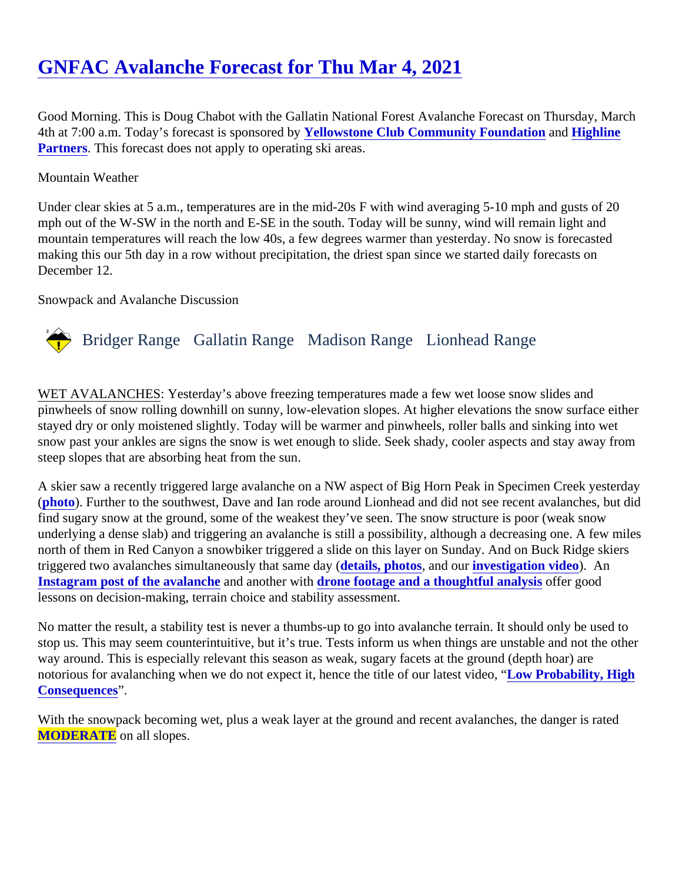# GNFAC Avalanche Forecast for Thu Mar 4, 2021

Good Morning. This is Doug Chabot with the Gallatin National Forest Avalanche Forecast on Thursday, March 4th at 7:00 a.m. Today's forecast is sponsored by **Yellowstone Club Community Foundation** and **Highline Partners**. This forecast does not apply to operating ski areas.

Mountain Weather

Under clear skies at 5 a.m., temperatures are in the mid-20s F with wind averaging 5-10 mph and gusts of 20 mph out of the W-SW in the north and E-SE in the south. Today will be sunny, wind will remain light and mountain temperatures will reach the low 40s, a few degrees warmer than yesterday. No snow is forecasted making this our 5th day in a row without precipitation, the driest span since we started daily forecasts on December 12.

Snowpack and Avalanche Discussion

## Bridger Range   Gallatin Range   Madison Range   Lionhead Range

WET AVALANCHES: Yesterday's above freezing temperatures made a few wet loose snow slides and pinwheels of snow rolling downhill on sunny, low-elevation slopes. At higher elevations the snow surface either stayed dry or only moistened slightly. Today will be warmer and pinwheels, roller balls and sinking into wet snow past your ankles are signs the snow is wet enough to slide. Seek shady, cooler aspects and stay away from steep slopes that are absorbing heat from the sun.

A skier saw a recently triggered large avalanche on a NW aspect of Big Horn Peak in Specimen Creek yesterday (**photo**). Further to the southwest, Dave and Ian rode around Lionhead and did not see recent avalanches, but did find sugary snow at the ground, some of the weakest they've seen. The snow structure is poor (weak snow underlying a dense slab) and triggering an avalanche is still a possibility, although a decreasing one. A few miles north of them in Red Canyon a snowbiker triggered a slide on this layer on Sunday. And on Buck Ridge skiers triggered two avalanches simultaneously that same day (**details, photos**, and our **investigation video**). An **Instagram post of the avalanche** and another with **drone footage and a thoughtful analysis** offer good lessons on decision-making, terrain choice and stability assessment.

No matter the result, a stability test is never a thumbs-up to go into avalanche terrain. It should only be used to stop us. This may seem counterintuitive, but it's true. Tests inform us when things are unstable and not the other way around. This is especially relevant this season as weak, sugary facets at the ground (depth hoar) are notorious for avalanching when we do not expect it, hence the title of our latest video, "**Low Probability, High Consequences**".

With the snowpack becoming wet, plus a weak layer at the ground and recent avalanches, the danger is rated **MODERATE** on all slopes.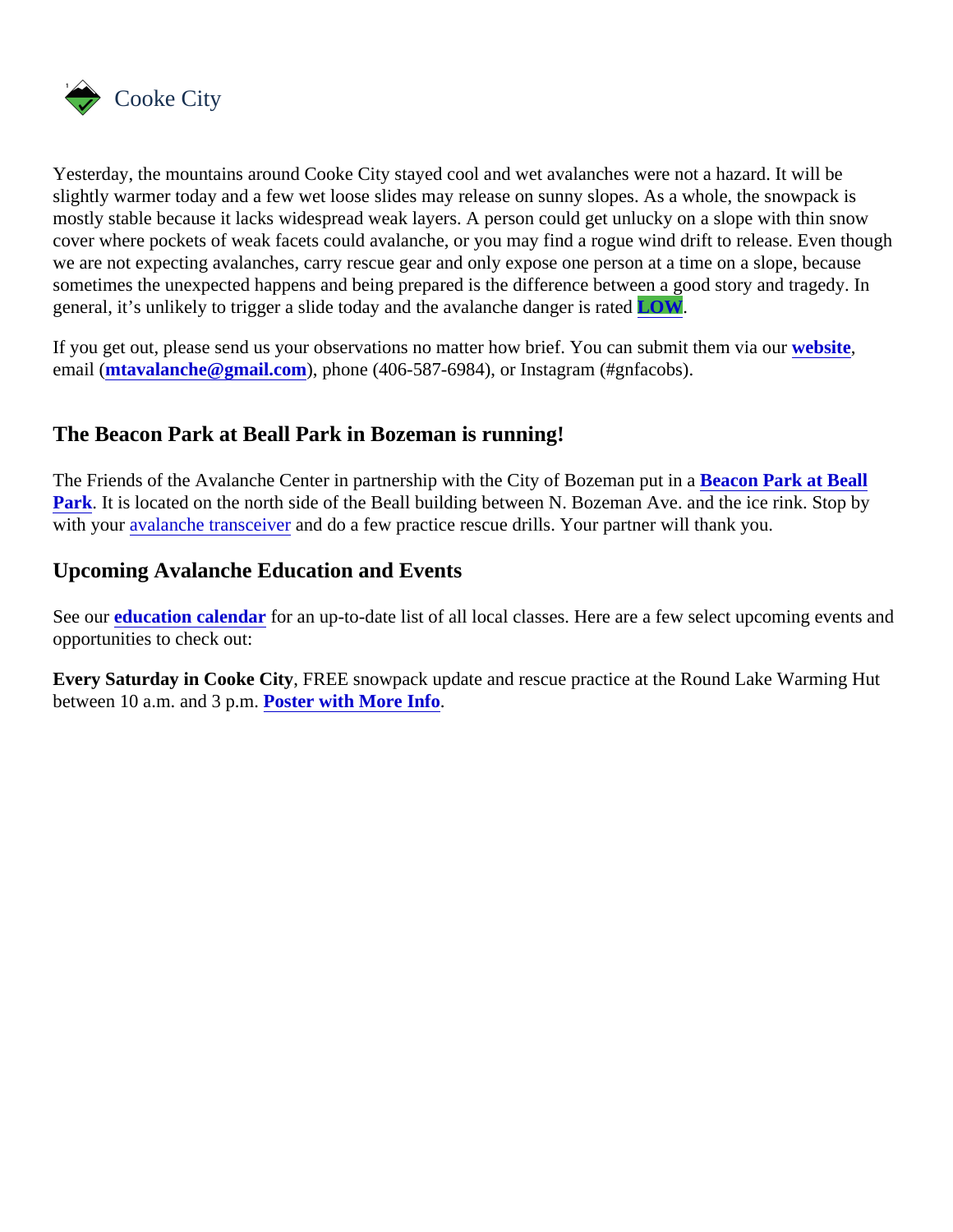## Cooke City

Yesterday, the mountains around Cooke City stayed cool and wet avalanches were not a hazard. It will be slightly warmer today and a few wet loose slides may release on sunny slopes. As a whole, the snowpack is mostly stable because it lacks widespread weak layers. A person could get unlucky on a slope with thin snow cover where pockets of weak facets could avalanche, or you may find a rogue wind drift to release. Even though we are not expecting avalanches, carry rescue gear and only expose one person at a time on a slope, because sometimes the unexpected happens and being prepared is the difference between a good story and tragedy. In general, it's unlikely to trigger a slide today and the avalanche danger is rated LOW.

If you get out, please send us your observations no matter how brief. You can submit them via our website, email (mtavalanche@gmail.com), phone (406-587-6984), or Instagram (#gnfacobs).

## The Beacon Park at Beall Park in Bozeman is running!

The Friends of the Avalanche Center in partnership with the City of Bozeman put in a **Beacon Park at Beall Park**. It is located on the north side of the Beall building between N. Bozeman Ave. and the ice rink. Stop by with your avalanche transceiver and do a few practice rescue drills. Your partner will thank you.

## Upcoming Avalanche Education and Events

See our **education calendar** for an up-to-date list of all local classes. Here are a few select upcoming events and opportunities to check out:

**Every Saturday in Cooke City**, FREE snowpack update and rescue practice at the Round Lake Warming Hut between 10 a.m. and 3 p.m. **Poster with More Info**.